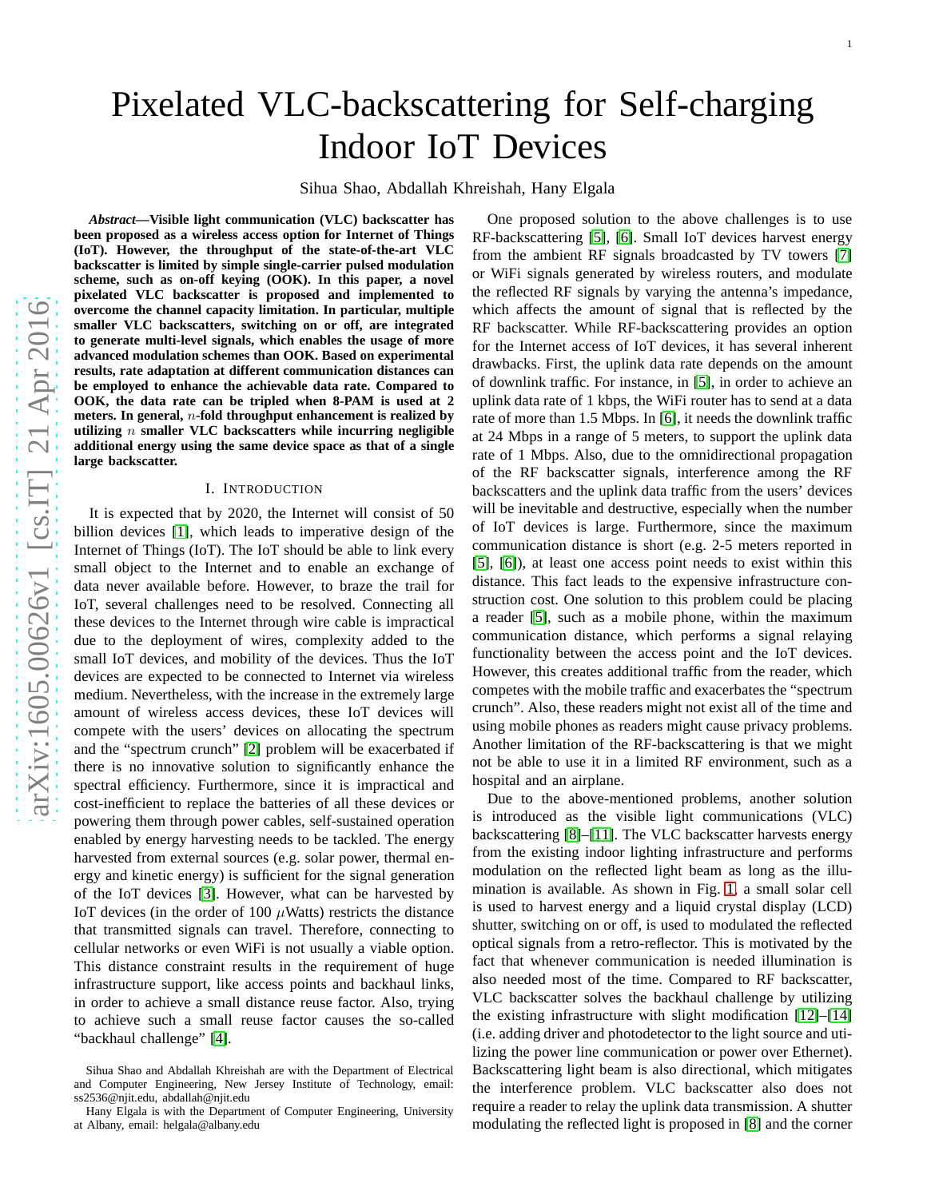# Pixelated VLC-backscattering for Self-charging Indoor IoT Devices

Sihua Shao, Abdallah Khreishah, Hany Elgala

***Abstract*—Visible light communication (VLC) backscatter has been proposed as a wireless access option for Internet of Things (IoT). However, the throughput of the state-of-the-art VLC backscatter is limited by simple single-carrier pulsed modulation scheme, such as on-off keying (OOK). In this paper, a novel pixelated VLC backscatter is proposed and implemented to overcome the channel capacity limitation. In particular, multiple smaller VLC backscatters, switching on or off, are integrated to generate multi-level signals, which enables the usage of more advanced modulation schemes than OOK. Based on experimental results, rate adaptation at different communication distances can be employed to enhance the achievable data rate. Compared to OOK, the data rate can be tripled when 8-PAM is used at 2 meters. In general, $n$-fold throughput enhancement is realized by utilizing $n$ smaller VLC backscatters while incurring negligible additional energy using the same device space as that of a single large backscatter.**

## I. Introduction

It is expected that by 2020, the Internet will consist of 50 billion devices [1], which leads to imperative design of the Internet of Things (IoT). The IoT should be able to link every small object to the Internet and to enable an exchange of data never available before. However, to braze the trail for IoT, several challenges need to be resolved. Connecting all these devices to the Internet through wire cable is impractical due to the deployment of wires, complexity added to the small IoT devices, and mobility of the devices. Thus the IoT devices are expected to be connected to Internet via wireless medium. Nevertheless, with the increase in the extremely large amount of wireless access devices, these IoT devices will compete with the users' devices on allocating the spectrum and the "spectrum crunch" [2] problem will be exacerbated if there is no innovative solution to significantly enhance the spectral efficiency. Furthermore, since it is impractical and cost-inefficient to replace the batteries of all these devices or powering them through power cables, self-sustained operation enabled by energy harvesting needs to be tackled. The energy harvested from external sources (e.g. solar power, thermal energy and kinetic energy) is sufficient for the signal generation of the IoT devices [3]. However, what can be harvested by IoT devices (in the order of 100 $\mu$Watts) restricts the distance that transmitted signals can travel. Therefore, connecting to cellular networks or even WiFi is not usually a viable option. This distance constraint results in the requirement of huge infrastructure support, like access points and backhaul links, in order to achieve a small distance reuse factor. Also, trying to achieve such a small reuse factor causes the so-called "backhaul challenge" [4].

One proposed solution to the above challenges is to use RF-backscattering [5], [6]. Small IoT devices harvest energy from the ambient RF signals broadcasted by TV towers [7] or WiFi signals generated by wireless routers, and modulate the reflected RF signals by varying the antenna's impedance, which affects the amount of signal that is reflected by the RF backscatter. While RF-backscattering provides an option for the Internet access of IoT devices, it has several inherent drawbacks. First, the uplink data rate depends on the amount of downlink traffic. For instance, in [5], in order to achieve an uplink data rate of 1 kbps, the WiFi router has to send at a data rate of more than 1.5 Mbps. In [6], it needs the downlink traffic at 24 Mbps in a range of 5 meters, to support the uplink data rate of 1 Mbps. Also, due to the omnidirectional propagation of the RF backscatter signals, interference among the RF backscatters and the uplink data traffic from the users' devices will be inevitable and destructive, especially when the number of IoT devices is large. Furthermore, since the maximum communication distance is short (e.g. 2-5 meters reported in [5], [6]), at least one access point needs to exist within this distance. This fact leads to the expensive infrastructure construction cost. One solution to this problem could be placing a reader [5], such as a mobile phone, within the maximum communication distance, which performs a signal relaying functionality between the access point and the IoT devices. However, this creates additional traffic from the reader, which competes with the mobile traffic and exacerbates the "spectrum crunch". Also, these readers might not exist all of the time and using mobile phones as readers might cause privacy problems. Another limitation of the RF-backscattering is that we might not be able to use it in a limited RF environment, such as a hospital and an airplane.

Due to the above-mentioned problems, another solution is introduced as the visible light communications (VLC) backscattering [8]–[11]. The VLC backscatter harvests energy from the existing indoor lighting infrastructure and performs modulation on the reflected light beam as long as the illumination is available. As shown in Fig. 1, a small solar cell is used to harvest energy and a liquid crystal display (LCD) shutter, switching on or off, is used to modulated the reflected optical signals from a retro-reflector. This is motivated by the fact that whenever communication is needed illumination is also needed most of the time. Compared to RF backscatter, VLC backscatter solves the backhaul challenge by utilizing the existing infrastructure with slight modification [12]–[14] (i.e. adding driver and photodetector to the light source and utilizing the power line communication or power over Ethernet). Backscattering light beam is also directional, which mitigates the interference problem. VLC backscatter also does not require a reader to relay the uplink data transmission. A shutter modulating the reflected light is proposed in [8] and the corner

Sihua Shao and Abdallah Khreishah are with the Department of Electrical and Computer Engineering, New Jersey Institute of Technology, email: ss2536@njit.edu, abdallah@njit.edu

Hany Elgala is with the Department of Computer Engineering, University at Albany, email: helgala@albany.edu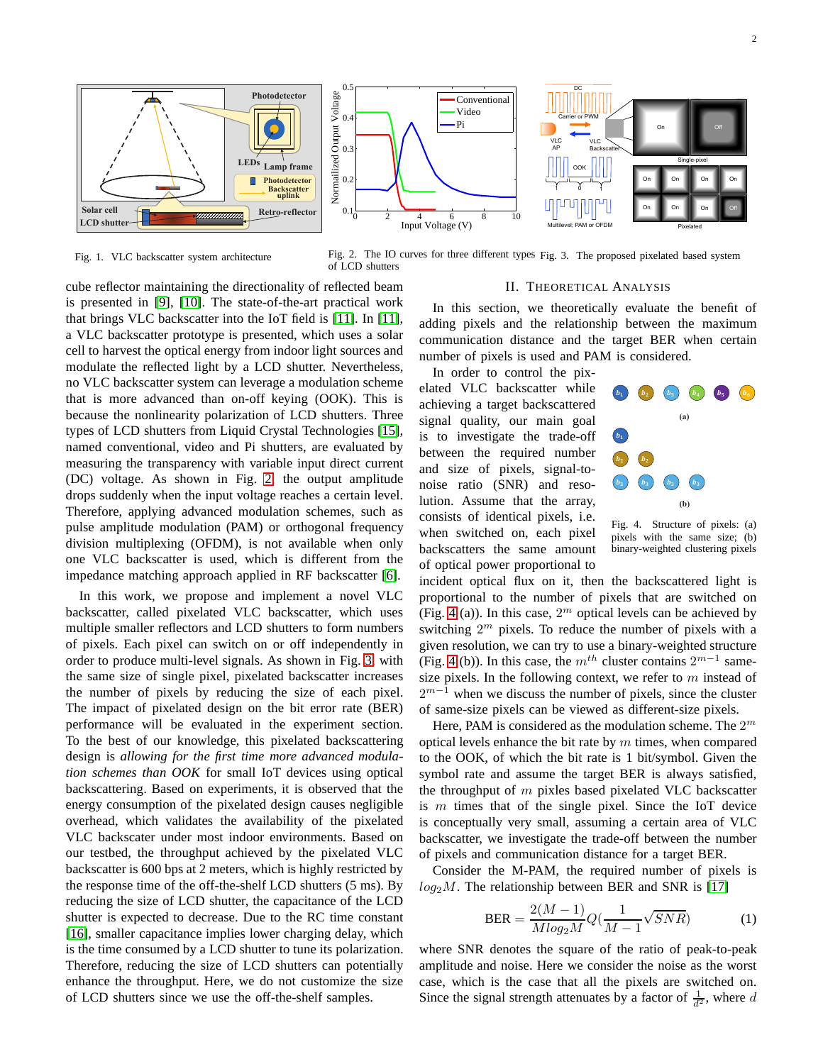Fig. 1. VLC backscatter system architecture

Fig. 2. The IO curves for three different types of LCD shutters

Fig. 3. The proposed pixelated based system

cube reflector maintaining the directionality of reflected beam is presented in [9], [10]. The state-of-the-art practical work that brings VLC backscatter into the IoT field is [11]. In [11], a VLC backscatter prototype is presented, which uses a solar cell to harvest the optical energy from indoor light sources and modulate the reflected light by a LCD shutter. Nevertheless, no VLC backscatter system can leverage a modulation scheme that is more advanced than on-off keying (OOK). This is because the nonlinearity polarization of LCD shutters. Three types of LCD shutters from Liquid Crystal Technologies [15], named conventional, video and Pi shutters, are evaluated by measuring the transparency with variable input direct current (DC) voltage. As shown in Fig. 2 the output amplitude drops suddenly when the input voltage reaches a certain level. Therefore, applying advanced modulation schemes, such as pulse amplitude modulation (PAM) or orthogonal frequency division multiplexing (OFDM), is not available when only one VLC backscatter is used, which is different from the impedance matching approach applied in RF backscatter [6].

In this work, we propose and implement a novel VLC backscatter, called pixelated VLC backscatter, which uses multiple smaller reflectors and LCD shutters to form numbers of pixels. Each pixel can switch on or off independently in order to produce multi-level signals. As shown in Fig. 3 with the same size of single pixel, pixelated backscatter increases the number of pixels by reducing the size of each pixel. The impact of pixelated design on the bit error rate (BER) performance will be evaluated in the experiment section. To the best of our knowledge, this pixelated backscattering design is *allowing for the first time more advanced modulation schemes than OOK* for small IoT devices using optical backscattering. Based on experiments, it is observed that the energy consumption of the pixelated design causes negligible overhead, which validates the availability of the pixelated VLC backscatter under most indoor environments. Based on our testbed, the throughput achieved by the pixelated VLC backscatter is 600 bps at 2 meters, which is highly restricted by the response time of the off-the-shelf LCD shutters (5 ms). By reducing the size of LCD shutter, the capacitance of the LCD shutter is expected to decrease. Due to the RC time constant [16], smaller capacitance implies lower charging delay, which is the time consumed by a LCD shutter to tune its polarization. Therefore, reducing the size of LCD shutters can potentially enhance the throughput. Here, we do not customize the size of LCD shutters since we use the off-the-shelf samples.

## II. Theoretical Analysis

In this section, we theoretically evaluate the benefit of adding pixels and the relationship between the maximum communication distance and the target BER when certain number of pixels is used and PAM is considered.

In order to control the pixelated VLC backscatter while achieving a target backscattered signal quality, our main goal is to investigate the trade-off between the required number and size of pixels, signal-to-noise ratio (SNR) and resolution. Assume that the array, consists of identical pixels, i.e. when switched on, each pixel backscatters the same amount of optical power proportional to incident optical flux on it, then the backscattered light is proportional to the number of pixels that are switched on (Fig. 4 (a)). In this case, $2^m$ optical levels can be achieved by switching $2^m$ pixels. To reduce the number of pixels with a given resolution, we can try to use a binary-weighted structure (Fig. 4 (b)). In this case, the $m^{th}$ cluster contains $2^{m-1}$ same-size pixels. In the following context, we refer to $m$ instead of $2^{m-1}$ when we discuss the number of pixels, since the cluster of same-size pixels can be viewed as different-size pixels.

Fig. 4. Structure of pixels: (a) pixels with the same size; (b) binary-weighted clustering pixels

Here, PAM is considered as the modulation scheme. The $2^m$ optical levels enhance the bit rate by $m$ times, when compared to the OOK, of which the bit rate is 1 bit/symbol. Given the symbol rate and assume the target BER is always satisfied, the throughput of $m$ pixles based pixelated VLC backscatter is $m$ times that of the single pixel. Since the IoT device is conceptually very small, assuming a certain area of VLC backscatter, we investigate the trade-off between the number of pixels and communication distance for a target BER.

Consider the M-PAM, the required number of pixels is $log_2 M$. The relationship between BER and SNR is [17]

$$\text{BER} = \frac{2(M-1)}{Mlog_2 M} Q\left(\frac{1}{M-1}\sqrt{SNR}\right) \tag{1}$$

where SNR denotes the square of the ratio of peak-to-peak amplitude and noise. Here we consider the noise as the worst case, which is the case that all the pixels are switched on. Since the signal strength attenuates by a factor of $\frac{1}{d^2}$, where $d$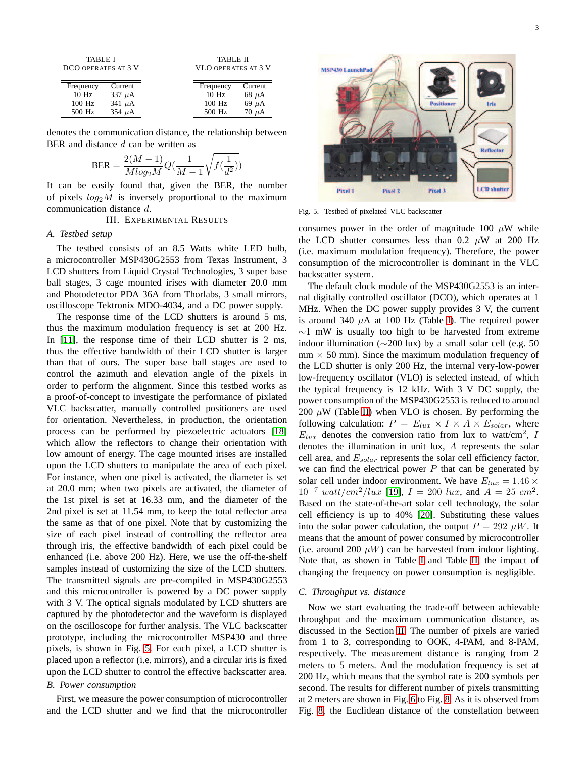TABLE I
DCO OPERATES AT 3 V

| Frequency | Current |
|---|---|
| 10 Hz | 337 $\mu$A |
| 100 Hz | 341 $\mu$A |
| 500 Hz | 354 $\mu$A |

TABLE II
VLO OPERATES AT 3 V

| Frequency | Current |
|---|---|
| 10 Hz | 68 $\mu$A |
| 100 Hz | 69 $\mu$A |
| 500 Hz | 70 $\mu$A |

denotes the communication distance, the relationship between BER and distance $d$ can be written as

$$\text{BER} = \frac{2(M-1)}{Mlog_2M} Q(\frac{1}{M-1}\sqrt{f(\frac{1}{d^2})})$$

It can be easily found that, given the BER, the number of pixels $log_2M$ is inversely proportional to the maximum communication distance $d$.

## III. EXPERIMENTAL RESULTS

### A. Testbed setup

The testbed consists of an 8.5 Watts white LED bulb, a microcontroller MSP430G2553 from Texas Instrument, 3 LCD shutters from Liquid Crystal Technologies, 3 super base ball stages, 3 cage mounted irises with diameter 20.0 mm and Photodetector PDA 36A from Thorlabs, 3 small mirrors, oscilloscope Tektronix MDO-4034, and a DC power supply.

The response time of the LCD shutters is around 5 ms, thus the maximum modulation frequency is set at 200 Hz. In [11], the response time of their LCD shutter is 2 ms, thus the effective bandwidth of their LCD shutter is larger than that of ours. The super base ball stages are used to control the azimuth and elevation angle of the pixels in order to perform the alignment. Since this testbed works as a proof-of-concept to investigate the performance of pixlated VLC backscatter, manually controlled positioners are used for orientation. Nevertheless, in production, the orientation process can be performed by piezoelectric actuators [18] which allow the reflectors to change their orientation with low amount of energy. The cage mounted irises are installed upon the LCD shutters to manipulate the area of each pixel. For instance, when one pixel is activated, the diameter is set at 20.0 mm; when two pixels are activated, the diameter of the 1st pixel is set at 16.33 mm, and the diameter of the 2nd pixel is set at 11.54 mm, to keep the total reflector area the same as that of one pixel. Note that by customizing the size of each pixel instead of controlling the reflector area through iris, the effective bandwidth of each pixel could be enhanced (i.e. above 200 Hz). Here, we use the off-the-shelf samples instead of customizing the size of the LCD shutters. The transmitted signals are pre-compiled in MSP430G2553 and this microcontroller is powered by a DC power supply with 3 V. The optical signals modulated by LCD shutters are captured by the photodetector and the waveform is displayed on the oscilloscope for further analysis. The VLC backscatter prototype, including the microcontroller MSP430 and three pixels, is shown in Fig. 5. For each pixel, a LCD shutter is placed upon a reflector (i.e. mirrors), and a circular iris is fixed upon the LCD shutter to control the effective backscatter area.

Fig. 5. Testbed of pixelated VLC backscatter

### B. Power consumption

First, we measure the power consumption of microcontroller and the LCD shutter and we find that the microcontroller consumes power in the order of magnitude 100 $\mu$W while the LCD shutter consumes less than 0.2 $\mu$W at 200 Hz (i.e. maximum modulation frequency). Therefore, the power consumption of the microcontroller is dominant in the VLC backscatter system.

The default clock module of the MSP430G2553 is an internal digitally controlled oscillator (DCO), which operates at 1 MHz. When the DC power supply provides 3 V, the current is around 340 $\mu$A at 100 Hz (Table I). The required power $\sim$1 mW is usually too high to be harvested from extreme indoor illumination ($\sim$200 lux) by a small solar cell (e.g. 50 mm $\times$ 50 mm). Since the maximum modulation frequency of the LCD shutter is only 200 Hz, the internal very-low-power low-frequency oscillator (VLO) is selected instead, of which the typical frequency is 12 kHz. With 3 V DC supply, the power consumption of the MSP430G2553 is reduced to around 200 $\mu$W (Table II) when VLO is chosen. By performing the following calculation: $P = E_{lux} \times I \times A \times E_{solar}$, where $E_{lux}$ denotes the conversion ratio from lux to watt/cm$^2$, $I$ denotes the illumination in unit lux, $A$ represents the solar cell area, and $E_{solar}$ represents the solar cell efficiency factor, we can find the electrical power $P$ that can be generated by solar cell under indoor environment. We have $E_{lux} = 1.46 \times 10^{-7}\ watt/cm^2/lux$ [19], $I = 200\ lux$, and $A = 25\ cm^2$. Based on the state-of-the-art solar cell technology, the solar cell efficiency is up to 40% [20]. Substituting these values into the solar power calculation, the output $P = 292\ \mu W$. It means that the amount of power consumed by microcontroller (i.e. around 200 $\mu W$) can be harvested from indoor lighting. Note that, as shown in Table I and Table II, the impact of changing the frequency on power consumption is negligible.

### C. Throughput vs. distance

Now we start evaluating the trade-off between achievable throughput and the maximum communication distance, as discussed in the Section II. The number of pixels are varied from 1 to 3, corresponding to OOK, 4-PAM, and 8-PAM, respectively. The measurement distance is ranging from 2 meters to 5 meters. And the modulation frequency is set at 200 Hz, which means that the symbol rate is 200 symbols per second. The results for different number of pixels transmitting at 2 meters are shown in Fig. 6 to Fig. 8. As it is observed from Fig. 8, the Euclidean distance of the constellation between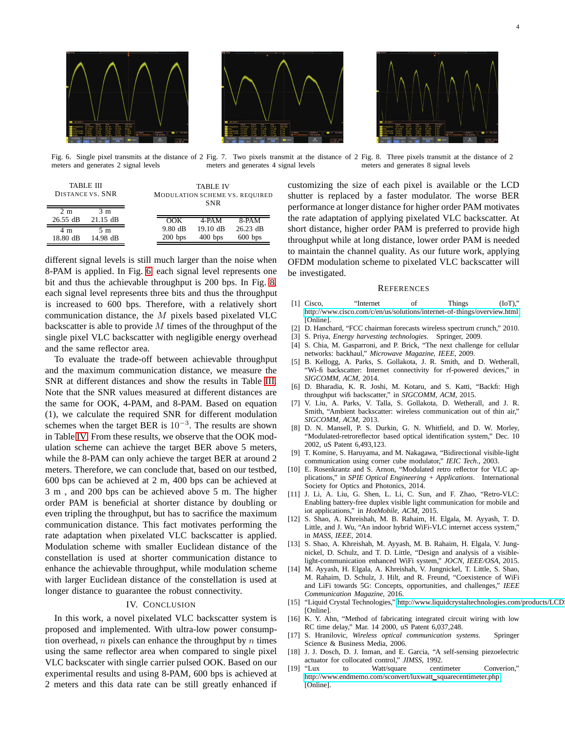Fig. 6. Single pixel transmits at the distance of 2 meters and generates 2 signal levels

Fig. 7. Two pixels transmit at the distance of 2 meters and generates 4 signal levels

Fig. 8. Three pixels transmit at the distance of 2 meters and generates 8 signal levels

TABLE III
DISTANCE VS. SNR

| 2 m | 3 m |
|---|---|
| 26.55 dB | 21.15 dB |
| **4 m** | **5 m** |
| 18.80 dB | 14.98 dB |

TABLE IV
MODULATION SCHEME VS. REQUIRED SNR

| OOK | 4-PAM | 8-PAM |
|---|---|---|
| 9.80 dB | 19.10 dB | 26.23 dB |
| 200 bps | 400 bps | 600 bps |

different signal levels is still much larger than the noise when 8-PAM is applied. In Fig. 6, each signal level represents one bit and thus the achievable throughput is 200 bps. In Fig. 8, each signal level represents three bits and thus the throughput is increased to 600 bps. Therefore, with a relatively short communication distance, the $M$ pixels based pixelated VLC backscatter is able to provide $M$ times of the throughput of the single pixel VLC backscatter with negligible energy overhead and the same reflector area.

To evaluate the trade-off between achievable throughput and the maximum communication distance, we measure the SNR at different distances and show the results in Table III. Note that the SNR values measured at different distances are the same for OOK, 4-PAM, and 8-PAM. Based on equation (1), we calculate the required SNR for different modulation schemes when the target BER is $10^{-3}$. The results are shown in Table IV. From these results, we observe that the OOK modulation scheme can achieve the target BER above 5 meters, while the 8-PAM can only achieve the target BER at around 2 meters. Therefore, we can conclude that, based on our testbed, 600 bps can be achieved at 2 m, 400 bps can be achieved at 3 m , and 200 bps can be achieved above 5 m. The higher order PAM is beneficial at shorter distance by doubling or even tripling the throughput, but has to sacrifice the maximum communication distance. This fact motivates performing the rate adaptation when pixelated VLC backscatter is applied. Modulation scheme with smaller Euclidean distance of the constellation is used at shorter communication distance to enhance the achievable throughput, while modulation scheme with larger Euclidean distance of the constellation is used at longer distance to guarantee the robust connectivity.

## IV. CONCLUSION

In this work, a novel pixelated VLC backscatter system is proposed and implemented. With ultra-low power consumption overhead, $n$ pixels can enhance the throughput by $n$ times using the same reflector area when compared to single pixel VLC backscater with single carrier pulsed OOK. Based on our experimental results and using 8-PAM, 600 bps is achieved at 2 meters and this data rate can be still greatly enhanced if customizing the size of each pixel is available or the LCD shutter is replaced by a faster modulator. The worse BER performance at longer distance for higher order PAM motivates the rate adaptation of applying pixelated VLC backscatter. At short distance, higher order PAM is preferred to provide high throughput while at long distance, lower order PAM is needed to maintain the channel quality. As our future work, applying OFDM modulation scheme to pixelated VLC backscatter will be investigated.

## REFERENCES

[1] Cisco, "Internet of Things (IoT)," http://www.cisco.com/c/en/us/solutions/internet-of-things/overview.html, [Online].
[2] D. Hanchard, "FCC chairman forecasts wireless spectrum crunch," 2010.
[3] S. Priya, *Energy harvesting technologies*. Springer, 2009.
[4] S. Chia, M. Gasparroni, and P. Brick, "The next challenge for cellular networks: backhaul," *Microwave Magazine, IEEE*, 2009.
[5] B. Kellogg, A. Parks, S. Gollakota, J. R. Smith, and D. Wetherall, "Wi-fi backscatter: Internet connectivity for rf-powered devices," in *SIGCOMM, ACM*, 2014.
[6] D. Bharadia, K. R. Joshi, M. Kotaru, and S. Katti, "Backfi: High throughput wifi backscatter," in *SIGCOMM, ACM*, 2015.
[7] V. Liu, A. Parks, V. Talla, S. Gollakota, D. Wetherall, and J. R. Smith, "Ambient backscatter: wireless communication out of thin air," *SIGCOMM, ACM*, 2013.
[8] D. N. Mansell, P. S. Durkin, G. N. Whitfield, and D. W. Morley, "Modulated-retroreflector based optical identification system," Dec. 10 2002, uS Patent 6,493,123.
[9] T. Komine, S. Haruyama, and M. Nakagawa, "Bidirectional visible-light communication using corner cube modulator," *IEIC Tech.*, 2003.
[10] E. Rosenkrantz and S. Arnon, "Modulated retro reflector for VLC applications," in *SPIE Optical Engineering + Applications*. International Society for Optics and Photonics, 2014.
[11] J. Li, A. Liu, G. Shen, L. Li, C. Sun, and F. Zhao, "Retro-VLC: Enabling battery-free duplex visible light communication for mobile and iot applications," in *HotMobile, ACM*, 2015.
[12] S. Shao, A. Khreishah, M. B. Rahaim, H. Elgala, M. Ayyash, T. D. Little, and J. Wu, "An indoor hybrid WiFi-VLC internet access system," in *MASS, IEEE*, 2014.
[13] S. Shao, A. Khreishah, M. Ayyash, M. B. Rahaim, H. Elgala, V. Jungnickel, D. Schulz, and T. D. Little, "Design and analysis of a visible-light-communication enhanced WiFi system," *JOCN, IEEE/OSA*, 2015.
[14] M. Ayyash, H. Elgala, A. Khreishah, V. Jungnickel, T. Little, S. Shao, M. Rahaim, D. Schulz, J. Hilt, and R. Freund, "Coexistence of WiFi and LiFi towards 5G: Concepts, opportunities, and challenges," *IEEE Communication Magazine*, 2016.
[15] "Liquid Crystal Technologies," http://www.liquidcrystaltechnologies.com/products/LCD [Online].
[16] K. Y. Ahn, "Method of fabricating integrated circuit wiring with low RC time delay," Mar. 14 2000, uS Patent 6,037,248.
[17] S. Hranilovic, *Wireless optical communication systems*. Springer Science & Business Media, 2006.
[18] J. J. Dosch, D. J. Inman, and E. Garcia, "A self-sensing piezoelectric actuator for collocated control," *JIMSS*, 1992.
[19] "Lux to Watt/square centimeter Converion," http://www.endmemo.com/sconvert/luxwatt_squarecentimeter.php [Online].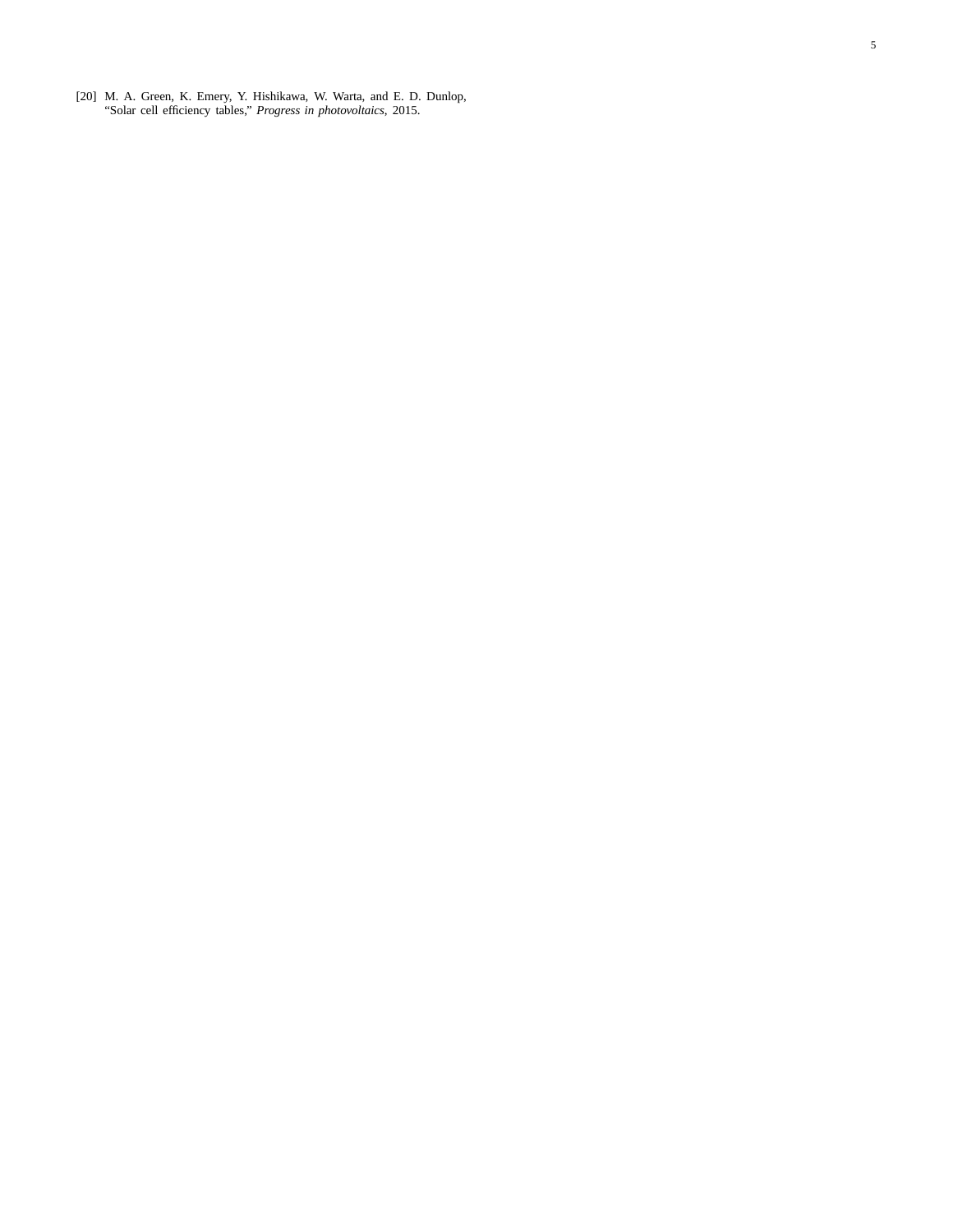[20] M. A. Green, K. Emery, Y. Hishikawa, W. Warta, and E. D. Dunlop, "Solar cell efficiency tables," *Progress in photovoltaics*, 2015.